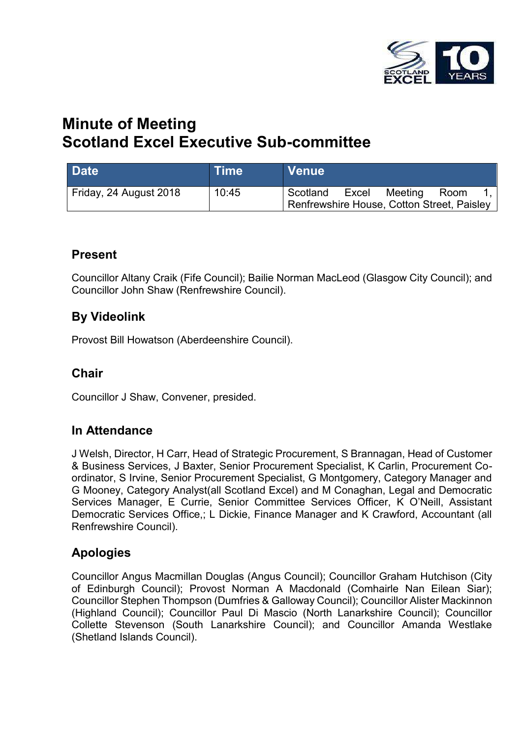# Minute of Meeting
# Scotland Excel Executive Sub-committee

| Date | Time | Venue |
|---|---|---|
| Friday, 24 August 2018 | 10:45 | Scotland Excel Meeting Room 1, Renfrewshire House, Cotton Street, Paisley |

## Present

Councillor Altany Craik (Fife Council); Bailie Norman MacLeod (Glasgow City Council); and Councillor John Shaw (Renfrewshire Council).

## By Videolink

Provost Bill Howatson (Aberdeenshire Council).

## Chair

Councillor J Shaw, Convener, presided.

## In Attendance

J Welsh, Director, H Carr, Head of Strategic Procurement, S Brannagan, Head of Customer & Business Services, J Baxter, Senior Procurement Specialist, K Carlin, Procurement Co-ordinator, S Irvine, Senior Procurement Specialist, G Montgomery, Category Manager and G Mooney, Category Analyst(all Scotland Excel) and M Conaghan, Legal and Democratic Services Manager, E Currie, Senior Committee Services Officer, K O'Neill, Assistant Democratic Services Office,; L Dickie, Finance Manager and K Crawford, Accountant (all Renfrewshire Council).

## Apologies

Councillor Angus Macmillan Douglas (Angus Council); Councillor Graham Hutchison (City of Edinburgh Council); Provost Norman A Macdonald (Comhairle Nan Eilean Siar); Councillor Stephen Thompson (Dumfries & Galloway Council); Councillor Alister Mackinnon (Highland Council); Councillor Paul Di Mascio (North Lanarkshire Council); Councillor Collette Stevenson (South Lanarkshire Council); and Councillor Amanda Westlake (Shetland Islands Council).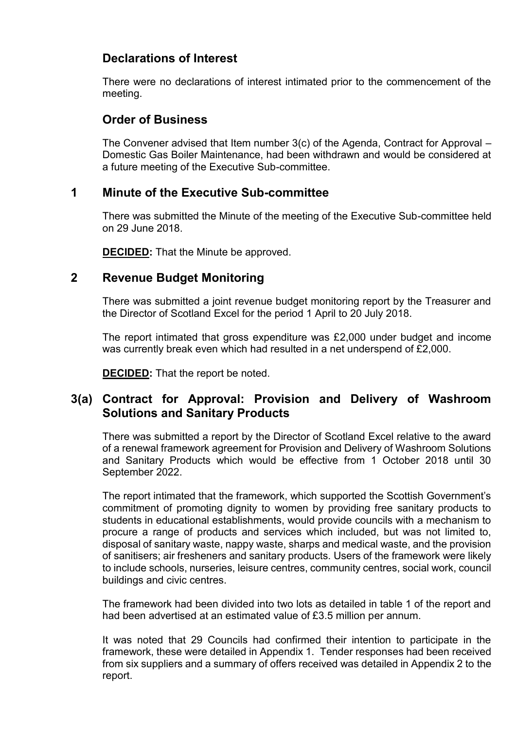## Declarations of Interest

There were no declarations of interest intimated prior to the commencement of the meeting.

## Order of Business

The Convener advised that Item number 3(c) of the Agenda, Contract for Approval – Domestic Gas Boiler Maintenance, had been withdrawn and would be considered at a future meeting of the Executive Sub-committee.

## 1 Minute of the Executive Sub-committee

There was submitted the Minute of the meeting of the Executive Sub-committee held on 29 June 2018.

**DECIDED:** That the Minute be approved.

## 2 Revenue Budget Monitoring

There was submitted a joint revenue budget monitoring report by the Treasurer and the Director of Scotland Excel for the period 1 April to 20 July 2018.

The report intimated that gross expenditure was £2,000 under budget and income was currently break even which had resulted in a net underspend of £2,000.

**DECIDED:** That the report be noted.

## 3(a) Contract for Approval: Provision and Delivery of Washroom Solutions and Sanitary Products

There was submitted a report by the Director of Scotland Excel relative to the award of a renewal framework agreement for Provision and Delivery of Washroom Solutions and Sanitary Products which would be effective from 1 October 2018 until 30 September 2022.

The report intimated that the framework, which supported the Scottish Government's commitment of promoting dignity to women by providing free sanitary products to students in educational establishments, would provide councils with a mechanism to procure a range of products and services which included, but was not limited to, disposal of sanitary waste, nappy waste, sharps and medical waste, and the provision of sanitisers; air fresheners and sanitary products. Users of the framework were likely to include schools, nurseries, leisure centres, community centres, social work, council buildings and civic centres.

The framework had been divided into two lots as detailed in table 1 of the report and had been advertised at an estimated value of £3.5 million per annum.

It was noted that 29 Councils had confirmed their intention to participate in the framework, these were detailed in Appendix 1. Tender responses had been received from six suppliers and a summary of offers received was detailed in Appendix 2 to the report.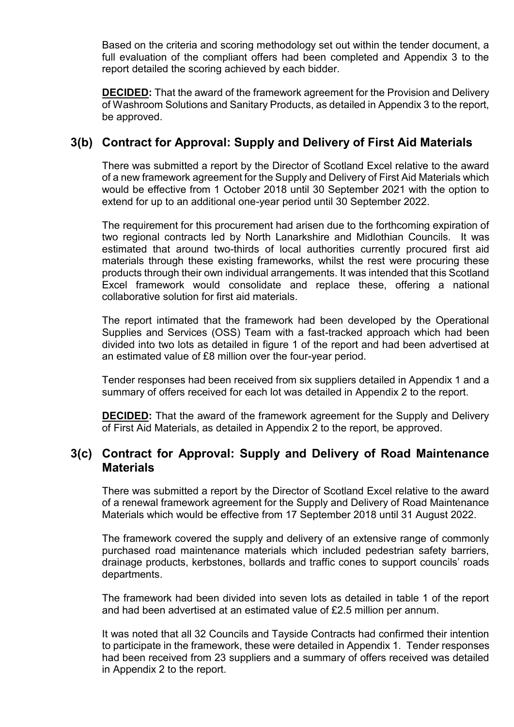Based on the criteria and scoring methodology set out within the tender document, a full evaluation of the compliant offers had been completed and Appendix 3 to the report detailed the scoring achieved by each bidder.

**DECIDED:** That the award of the framework agreement for the Provision and Delivery of Washroom Solutions and Sanitary Products, as detailed in Appendix 3 to the report, be approved.

## 3(b) Contract for Approval: Supply and Delivery of First Aid Materials

There was submitted a report by the Director of Scotland Excel relative to the award of a new framework agreement for the Supply and Delivery of First Aid Materials which would be effective from 1 October 2018 until 30 September 2021 with the option to extend for up to an additional one-year period until 30 September 2022.

The requirement for this procurement had arisen due to the forthcoming expiration of two regional contracts led by North Lanarkshire and Midlothian Councils. It was estimated that around two-thirds of local authorities currently procured first aid materials through these existing frameworks, whilst the rest were procuring these products through their own individual arrangements. It was intended that this Scotland Excel framework would consolidate and replace these, offering a national collaborative solution for first aid materials.

The report intimated that the framework had been developed by the Operational Supplies and Services (OSS) Team with a fast-tracked approach which had been divided into two lots as detailed in figure 1 of the report and had been advertised at an estimated value of £8 million over the four-year period.

Tender responses had been received from six suppliers detailed in Appendix 1 and a summary of offers received for each lot was detailed in Appendix 2 to the report.

**DECIDED:** That the award of the framework agreement for the Supply and Delivery of First Aid Materials, as detailed in Appendix 2 to the report, be approved.

## 3(c) Contract for Approval: Supply and Delivery of Road Maintenance Materials

There was submitted a report by the Director of Scotland Excel relative to the award of a renewal framework agreement for the Supply and Delivery of Road Maintenance Materials which would be effective from 17 September 2018 until 31 August 2022.

The framework covered the supply and delivery of an extensive range of commonly purchased road maintenance materials which included pedestrian safety barriers, drainage products, kerbstones, bollards and traffic cones to support councils' roads departments.

The framework had been divided into seven lots as detailed in table 1 of the report and had been advertised at an estimated value of £2.5 million per annum.

It was noted that all 32 Councils and Tayside Contracts had confirmed their intention to participate in the framework, these were detailed in Appendix 1. Tender responses had been received from 23 suppliers and a summary of offers received was detailed in Appendix 2 to the report.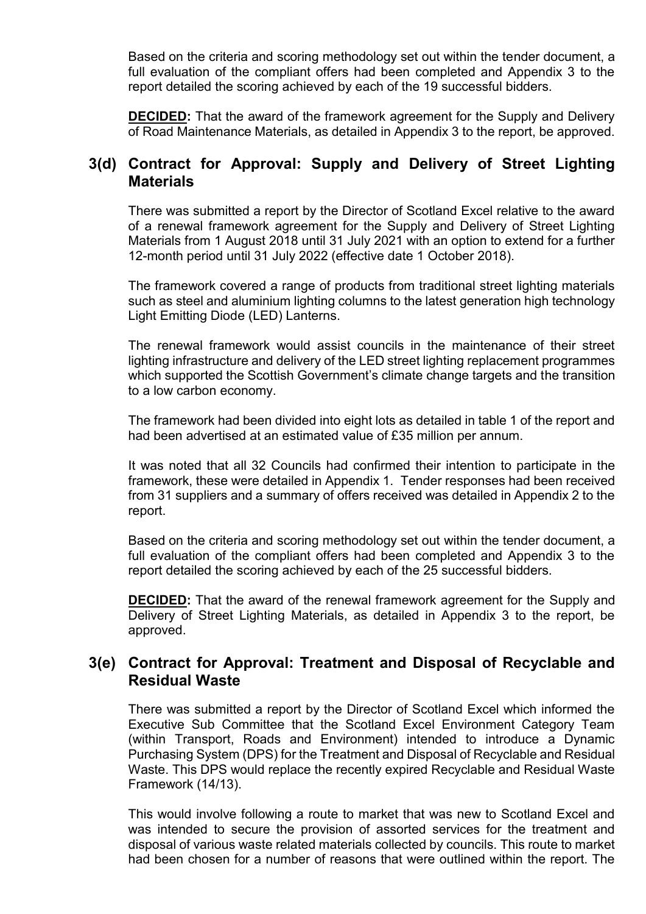Based on the criteria and scoring methodology set out within the tender document, a full evaluation of the compliant offers had been completed and Appendix 3 to the report detailed the scoring achieved by each of the 19 successful bidders.

**DECIDED:** That the award of the framework agreement for the Supply and Delivery of Road Maintenance Materials, as detailed in Appendix 3 to the report, be approved.

## 3(d) Contract for Approval: Supply and Delivery of Street Lighting Materials

There was submitted a report by the Director of Scotland Excel relative to the award of a renewal framework agreement for the Supply and Delivery of Street Lighting Materials from 1 August 2018 until 31 July 2021 with an option to extend for a further 12-month period until 31 July 2022 (effective date 1 October 2018).

The framework covered a range of products from traditional street lighting materials such as steel and aluminium lighting columns to the latest generation high technology Light Emitting Diode (LED) Lanterns.

The renewal framework would assist councils in the maintenance of their street lighting infrastructure and delivery of the LED street lighting replacement programmes which supported the Scottish Government's climate change targets and the transition to a low carbon economy.

The framework had been divided into eight lots as detailed in table 1 of the report and had been advertised at an estimated value of £35 million per annum.

It was noted that all 32 Councils had confirmed their intention to participate in the framework, these were detailed in Appendix 1. Tender responses had been received from 31 suppliers and a summary of offers received was detailed in Appendix 2 to the report.

Based on the criteria and scoring methodology set out within the tender document, a full evaluation of the compliant offers had been completed and Appendix 3 to the report detailed the scoring achieved by each of the 25 successful bidders.

**DECIDED:** That the award of the renewal framework agreement for the Supply and Delivery of Street Lighting Materials, as detailed in Appendix 3 to the report, be approved.

## 3(e) Contract for Approval: Treatment and Disposal of Recyclable and Residual Waste

There was submitted a report by the Director of Scotland Excel which informed the Executive Sub Committee that the Scotland Excel Environment Category Team (within Transport, Roads and Environment) intended to introduce a Dynamic Purchasing System (DPS) for the Treatment and Disposal of Recyclable and Residual Waste. This DPS would replace the recently expired Recyclable and Residual Waste Framework (14/13).

This would involve following a route to market that was new to Scotland Excel and was intended to secure the provision of assorted services for the treatment and disposal of various waste related materials collected by councils. This route to market had been chosen for a number of reasons that were outlined within the report. The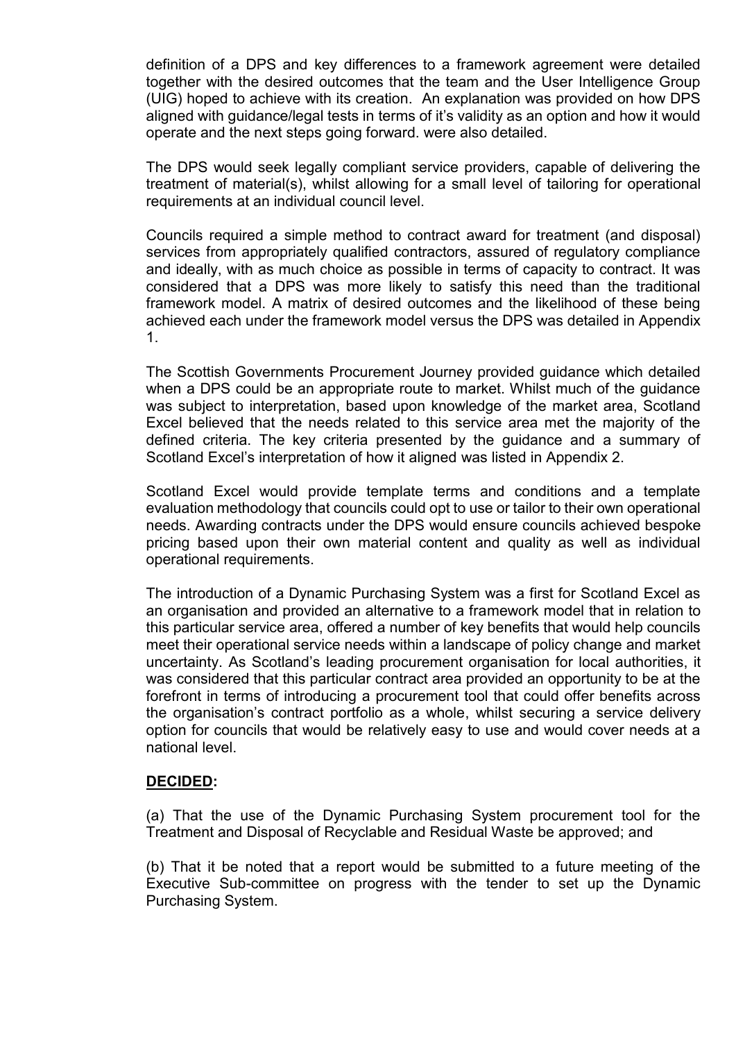definition of a DPS and key differences to a framework agreement were detailed together with the desired outcomes that the team and the User Intelligence Group (UIG) hoped to achieve with its creation. An explanation was provided on how DPS aligned with guidance/legal tests in terms of it's validity as an option and how it would operate and the next steps going forward. were also detailed.

The DPS would seek legally compliant service providers, capable of delivering the treatment of material(s), whilst allowing for a small level of tailoring for operational requirements at an individual council level.

Councils required a simple method to contract award for treatment (and disposal) services from appropriately qualified contractors, assured of regulatory compliance and ideally, with as much choice as possible in terms of capacity to contract. It was considered that a DPS was more likely to satisfy this need than the traditional framework model. A matrix of desired outcomes and the likelihood of these being achieved each under the framework model versus the DPS was detailed in Appendix 1.

The Scottish Governments Procurement Journey provided guidance which detailed when a DPS could be an appropriate route to market. Whilst much of the guidance was subject to interpretation, based upon knowledge of the market area, Scotland Excel believed that the needs related to this service area met the majority of the defined criteria. The key criteria presented by the guidance and a summary of Scotland Excel's interpretation of how it aligned was listed in Appendix 2.

Scotland Excel would provide template terms and conditions and a template evaluation methodology that councils could opt to use or tailor to their own operational needs. Awarding contracts under the DPS would ensure councils achieved bespoke pricing based upon their own material content and quality as well as individual operational requirements.

The introduction of a Dynamic Purchasing System was a first for Scotland Excel as an organisation and provided an alternative to a framework model that in relation to this particular service area, offered a number of key benefits that would help councils meet their operational service needs within a landscape of policy change and market uncertainty. As Scotland's leading procurement organisation for local authorities, it was considered that this particular contract area provided an opportunity to be at the forefront in terms of introducing a procurement tool that could offer benefits across the organisation's contract portfolio as a whole, whilst securing a service delivery option for councils that would be relatively easy to use and would cover needs at a national level.

**DECIDED:**

(a) That the use of the Dynamic Purchasing System procurement tool for the Treatment and Disposal of Recyclable and Residual Waste be approved; and

(b) That it be noted that a report would be submitted to a future meeting of the Executive Sub-committee on progress with the tender to set up the Dynamic Purchasing System.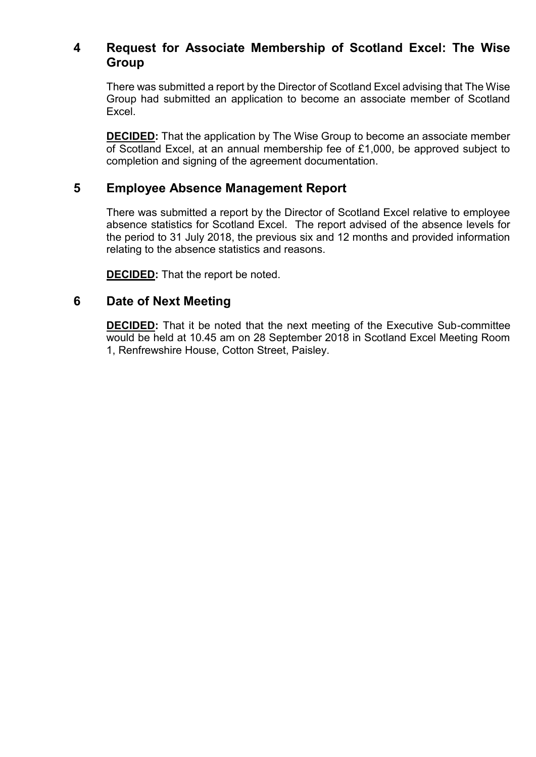## 4 Request for Associate Membership of Scotland Excel: The Wise Group

There was submitted a report by the Director of Scotland Excel advising that The Wise Group had submitted an application to become an associate member of Scotland Excel.

**DECIDED:** That the application by The Wise Group to become an associate member of Scotland Excel, at an annual membership fee of £1,000, be approved subject to completion and signing of the agreement documentation.

## 5 Employee Absence Management Report

There was submitted a report by the Director of Scotland Excel relative to employee absence statistics for Scotland Excel. The report advised of the absence levels for the period to 31 July 2018, the previous six and 12 months and provided information relating to the absence statistics and reasons.

**DECIDED:** That the report be noted.

## 6 Date of Next Meeting

**DECIDED:** That it be noted that the next meeting of the Executive Sub-committee would be held at 10.45 am on 28 September 2018 in Scotland Excel Meeting Room 1, Renfrewshire House, Cotton Street, Paisley.